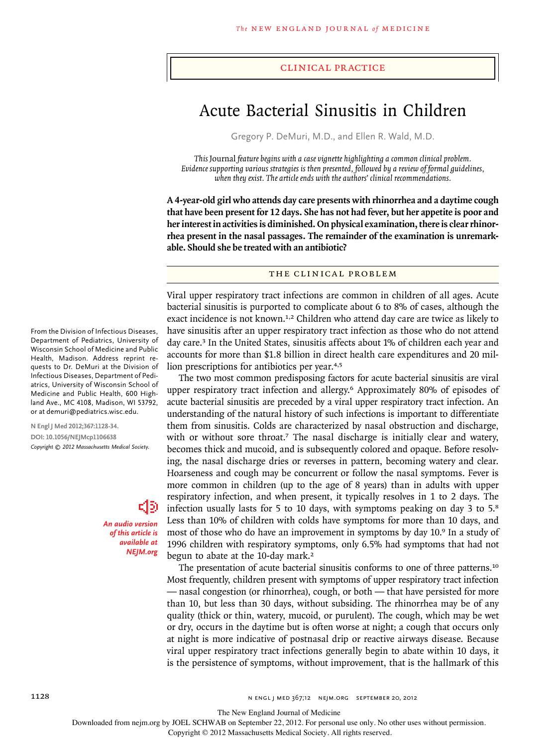CLINICAL PRACTICE

# Acute Bacterial Sinusitis in Children

Gregory P. DeMuri, M.D., and Ellen R. Wald, M.D.

*This* Journal *feature begins with a case vignette highlighting a common clinical problem. Evidence supporting various strategies is then presented, followed by a review of formal guidelines, when they exist. The article ends with the authors' clinical recommendations.*

**A 4-year-old girl who attends day care presents with rhinorrhea and a daytime cough that have been present for 12 days. She has not had fever, but her appetite is poor and her interest in activities is diminished. On physical examination, there is clear rhinorrhea present in the nasal passages. The remainder of the examination is unremarkable. Should she be treated with an antibiotic?**

## THE CLINICAL PROBLEM

Viral upper respiratory tract infections are common in children of all ages. Acute bacterial sinusitis is purported to complicate about 6 to 8% of cases, although the exact incidence is not known.[1,2] Children who attend day care are twice as likely to have sinusitis after an upper respiratory tract infection as those who do not attend day care.[3] In the United States, sinusitis affects about 1% of children each year and accounts for more than $1.8 billion in direct health care expenditures and 20 million prescriptions for antibiotics per year.[4,5]

The two most common predisposing factors for acute bacterial sinusitis are viral upper respiratory tract infection and allergy.[6] Approximately 80% of episodes of acute bacterial sinusitis are preceded by a viral upper respiratory tract infection. An understanding of the natural history of such infections is important to differentiate them from sinusitis. Colds are characterized by nasal obstruction and discharge, with or without sore throat.[7] The nasal discharge is initially clear and watery, becomes thick and mucoid, and is subsequently colored and opaque. Before resolving, the nasal discharge dries or reverses in pattern, becoming watery and clear. Hoarseness and cough may be concurrent or follow the nasal symptoms. Fever is more common in children (up to the age of 8 years) than in adults with upper respiratory infection, and when present, it typically resolves in 1 to 2 days. The infection usually lasts for 5 to 10 days, with symptoms peaking on day 3 to 5.[8] Less than 10% of children with colds have symptoms for more than 10 days, and most of those who do have an improvement in symptoms by day 10.[9] In a study of 1996 children with respiratory symptoms, only 6.5% had symptoms that had not begun to abate at the 10-day mark.[2]

The presentation of acute bacterial sinusitis conforms to one of three patterns.[10] Most frequently, children present with symptoms of upper respiratory tract infection — nasal congestion (or rhinorrhea), cough, or both — that have persisted for more than 10, but less than 30 days, without subsiding. The rhinorrhea may be of any quality (thick or thin, watery, mucoid, or purulent). The cough, which may be wet or dry, occurs in the daytime but is often worse at night; a cough that occurs only at night is more indicative of postnasal drip or reactive airways disease. Because viral upper respiratory tract infections generally begin to abate within 10 days, it is the persistence of symptoms, without improvement, that is the hallmark of this

From the Division of Infectious Diseases, Department of Pediatrics, University of Wisconsin School of Medicine and Public Health, Madison. Address reprint requests to Dr. DeMuri at the Division of Infectious Diseases, Department of Pediatrics, University of Wisconsin School of Medicine and Public Health, 600 Highland Ave., MC 4108, Madison, WI 53792, or at demuri@pediatrics.wisc.edu.

N Engl J Med 2012;367:1128-34.
DOI: 10.1056/NEJMcp1106638
*Copyright © 2012 Massachusetts Medical Society.*

*An audio version of this article is available at NEJM.org*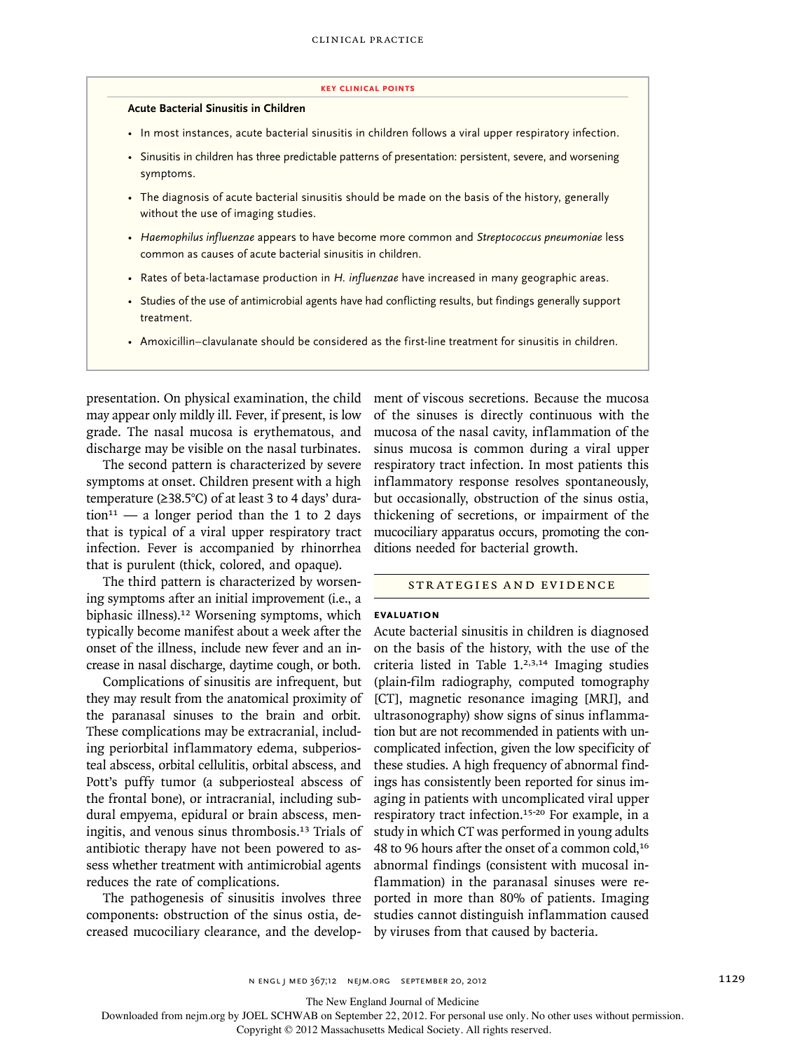**KEY CLINICAL POINTS**

**Acute Bacterial Sinusitis in Children**

- In most instances, acute bacterial sinusitis in children follows a viral upper respiratory infection.
- Sinusitis in children has three predictable patterns of presentation: persistent, severe, and worsening symptoms.
- The diagnosis of acute bacterial sinusitis should be made on the basis of the history, generally without the use of imaging studies.
- *Haemophilus influenzae* appears to have become more common and *Streptococcus pneumoniae* less common as causes of acute bacterial sinusitis in children.
- Rates of beta-lactamase production in *H. influenzae* have increased in many geographic areas.
- Studies of the use of antimicrobial agents have had conflicting results, but findings generally support treatment.
- Amoxicillin–clavulanate should be considered as the first-line treatment for sinusitis in children.

presentation. On physical examination, the child may appear only mildly ill. Fever, if present, is low grade. The nasal mucosa is erythematous, and discharge may be visible on the nasal turbinates.

The second pattern is characterized by severe symptoms at onset. Children present with a high temperature (≥38.5°C) of at least 3 to 4 days' duration[11] — a longer period than the 1 to 2 days that is typical of a viral upper respiratory tract infection. Fever is accompanied by rhinorrhea that is purulent (thick, colored, and opaque).

The third pattern is characterized by worsening symptoms after an initial improvement (i.e., a biphasic illness).[12] Worsening symptoms, which typically become manifest about a week after the onset of the illness, include new fever and an increase in nasal discharge, daytime cough, or both.

Complications of sinusitis are infrequent, but they may result from the anatomical proximity of the paranasal sinuses to the brain and orbit. These complications may be extracranial, including periorbital inflammatory edema, subperiosteal abscess, orbital cellulitis, orbital abscess, and Pott's puffy tumor (a subperiosteal abscess of the frontal bone), or intracranial, including subdural empyema, epidural or brain abscess, meningitis, and venous sinus thrombosis.[13] Trials of antibiotic therapy have not been powered to assess whether treatment with antimicrobial agents reduces the rate of complications.

The pathogenesis of sinusitis involves three components: obstruction of the sinus ostia, decreased mucociliary clearance, and the development of viscous secretions. Because the mucosa of the sinuses is directly continuous with the mucosa of the nasal cavity, inflammation of the sinus mucosa is common during a viral upper respiratory tract infection. In most patients this inflammatory response resolves spontaneously, but occasionally, obstruction of the sinus ostia, thickening of secretions, or impairment of the mucociliary apparatus occurs, promoting the conditions needed for bacterial growth.

## STRATEGIES AND EVIDENCE

### EVALUATION

Acute bacterial sinusitis in children is diagnosed on the basis of the history, with the use of the criteria listed in Table 1.[2,3,14] Imaging studies (plain-film radiography, computed tomography [CT], magnetic resonance imaging [MRI], and ultrasonography) show signs of sinus inflammation but are not recommended in patients with uncomplicated infection, given the low specificity of these studies. A high frequency of abnormal findings has consistently been reported for sinus imaging in patients with uncomplicated viral upper respiratory tract infection.[15-20] For example, in a study in which CT was performed in young adults 48 to 96 hours after the onset of a common cold,[16] abnormal findings (consistent with mucosal inflammation) in the paranasal sinuses were reported in more than 80% of patients. Imaging studies cannot distinguish inflammation caused by viruses from that caused by bacteria.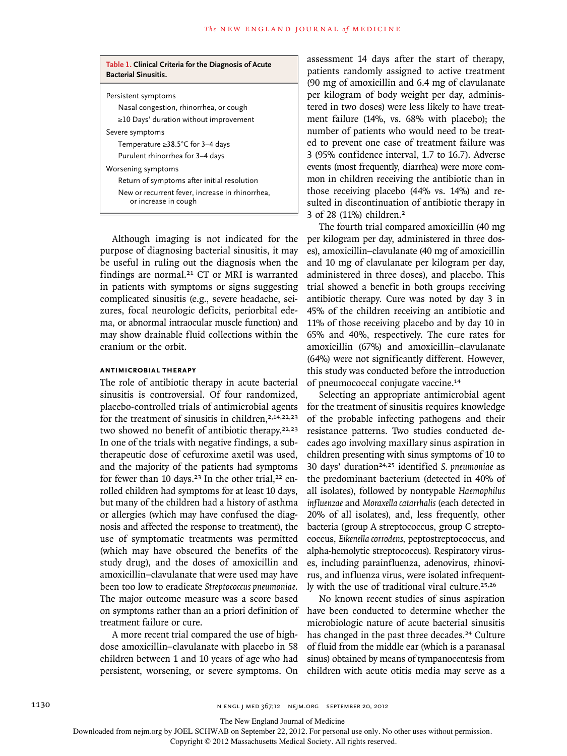**Table 1. Clinical Criteria for the Diagnosis of Acute Bacterial Sinusitis.**

| |
|---|
| Persistent symptoms |
| Nasal congestion, rhinorrhea, or cough |
| ≥10 Days' duration without improvement |
| Severe symptoms |
| Temperature ≥38.5°C for 3–4 days |
| Purulent rhinorrhea for 3–4 days |
| Worsening symptoms |
| Return of symptoms after initial resolution |
| New or recurrent fever, increase in rhinorrhea, or increase in cough |

Although imaging is not indicated for the purpose of diagnosing bacterial sinusitis, it may be useful in ruling out the diagnosis when the findings are normal.[21] CT or MRI is warranted in patients with symptoms or signs suggesting complicated sinusitis (e.g., severe headache, seizures, focal neurologic deficits, periorbital edema, or abnormal intraocular muscle function) and may show drainable fluid collections within the cranium or the orbit.

#### ANTIMICROBIAL THERAPY

The role of antibiotic therapy in acute bacterial sinusitis is controversial. Of four randomized, placebo-controlled trials of antimicrobial agents for the treatment of sinusitis in children,[2,14,22,23] two showed no benefit of antibiotic therapy.[22,23] In one of the trials with negative findings, a subtherapeutic dose of cefuroxime axetil was used, and the majority of the patients had symptoms for fewer than 10 days.[23] In the other trial,[22] enrolled children had symptoms for at least 10 days, but many of the children had a history of asthma or allergies (which may have confused the diagnosis and affected the response to treatment), the use of symptomatic treatments was permitted (which may have obscured the benefits of the study drug), and the doses of amoxicillin and amoxicillin–clavulanate that were used may have been too low to eradicate *Streptococcus pneumoniae*. The major outcome measure was a score based on symptoms rather than an a priori definition of treatment failure or cure.

A more recent trial compared the use of high-dose amoxicillin–clavulanate with placebo in 58 children between 1 and 10 years of age who had persistent, worsening, or severe symptoms. On assessment 14 days after the start of therapy, patients randomly assigned to active treatment (90 mg of amoxicillin and 6.4 mg of clavulanate per kilogram of body weight per day, administered in two doses) were less likely to have treatment failure (14%, vs. 68% with placebo); the number of patients who would need to be treated to prevent one case of treatment failure was 3 (95% confidence interval, 1.7 to 16.7). Adverse events (most frequently, diarrhea) were more common in children receiving the antibiotic than in those receiving placebo (44% vs. 14%) and resulted in discontinuation of antibiotic therapy in 3 of 28 (11%) children.[2]

The fourth trial compared amoxicillin (40 mg per kilogram per day, administered in three doses), amoxicillin–clavulanate (40 mg of amoxicillin and 10 mg of clavulanate per kilogram per day, administered in three doses), and placebo. This trial showed a benefit in both groups receiving antibiotic therapy. Cure was noted by day 3 in 45% of the children receiving an antibiotic and 11% of those receiving placebo and by day 10 in 65% and 40%, respectively. The cure rates for amoxicillin (67%) and amoxicillin–clavulanate (64%) were not significantly different. However, this study was conducted before the introduction of pneumococcal conjugate vaccine.[14]

Selecting an appropriate antimicrobial agent for the treatment of sinusitis requires knowledge of the probable infecting pathogens and their resistance patterns. Two studies conducted decades ago involving maxillary sinus aspiration in children presenting with sinus symptoms of 10 to 30 days' duration[24,25] identified *S. pneumoniae* as the predominant bacterium (detected in 40% of all isolates), followed by nontypable *Haemophilus influenzae* and *Moraxella catarrhalis* (each detected in 20% of all isolates), and, less frequently, other bacteria (group A streptococcus, group C streptococcus, *Eikenella corrodens*, peptostreptococcus, and alpha-hemolytic streptococcus). Respiratory viruses, including parainfluenza, adenovirus, rhinovirus, and influenza virus, were isolated infrequently with the use of traditional viral culture.[25,26]

No known recent studies of sinus aspiration have been conducted to determine whether the microbiologic nature of acute bacterial sinusitis has changed in the past three decades.[24] Culture of fluid from the middle ear (which is a paranasal sinus) obtained by means of tympanocentesis from children with acute otitis media may serve as a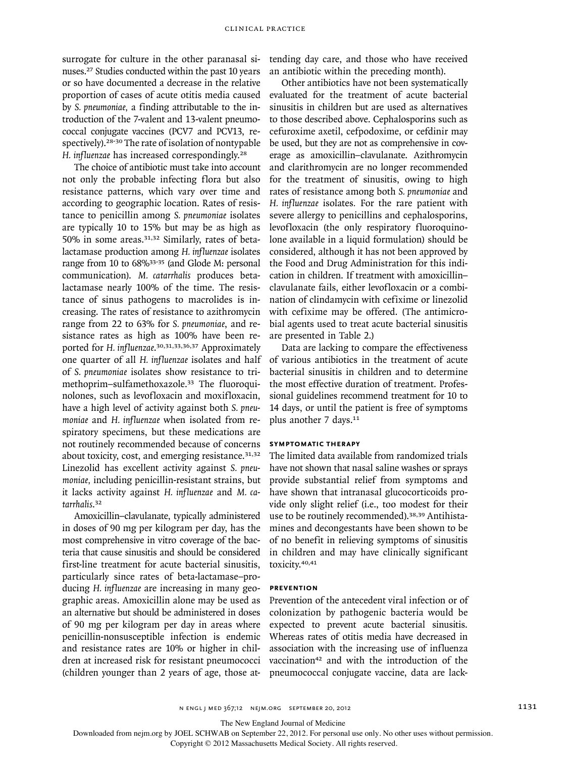surrogate for culture in the other paranasal sinuses.[27] Studies conducted within the past 10 years or so have documented a decrease in the relative proportion of cases of acute otitis media caused by *S. pneumoniae*, a finding attributable to the introduction of the 7-valent and 13-valent pneumococcal conjugate vaccines (PCV7 and PCV13, respectively).[28-30] The rate of isolation of nontypable *H. influenzae* has increased correspondingly.[28]

The choice of antibiotic must take into account not only the probable infecting flora but also resistance patterns, which vary over time and according to geographic location. Rates of resistance to penicillin among *S. pneumoniae* isolates are typically 10 to 15% but may be as high as 50% in some areas.[31,32] Similarly, rates of beta-lactamase production among *H. influenzae* isolates range from 10 to 68%[33-35] (and Glode M: personal communication). *M. catarrhalis* produces beta-lactamase nearly 100% of the time. The resistance of sinus pathogens to macrolides is increasing. The rates of resistance to azithromycin range from 22 to 63% for *S. pneumoniae*, and resistance rates as high as 100% have been reported for *H. influenzae*.[30,31,33,36,37] Approximately one quarter of all *H. influenzae* isolates and half of *S. pneumoniae* isolates show resistance to trimethoprim–sulfamethoxazole.[33] The fluoroquinolones, such as levofloxacin and moxifloxacin, have a high level of activity against both *S. pneumoniae* and *H. influenzae* when isolated from respiratory specimens, but these medications are not routinely recommended because of concerns about toxicity, cost, and emerging resistance.[31,32] Linezolid has excellent activity against *S. pneumoniae*, including penicillin-resistant strains, but it lacks activity against *H. influenzae* and *M. catarrhalis*.[32]

Amoxicillin–clavulanate, typically administered in doses of 90 mg per kilogram per day, has the most comprehensive in vitro coverage of the bacteria that cause sinusitis and should be considered first-line treatment for acute bacterial sinusitis, particularly since rates of beta-lactamase–producing *H. influenzae* are increasing in many geographic areas. Amoxicillin alone may be used as an alternative but should be administered in doses of 90 mg per kilogram per day in areas where penicillin-nonsusceptible infection is endemic and resistance rates are 10% or higher in children at increased risk for resistant pneumococci (children younger than 2 years of age, those attending day care, and those who have received an antibiotic within the preceding month).

Other antibiotics have not been systematically evaluated for the treatment of acute bacterial sinusitis in children but are used as alternatives to those described above. Cephalosporins such as cefuroxime axetil, cefpodoxime, or cefdinir may be used, but they are not as comprehensive in coverage as amoxicillin–clavulanate. Azithromycin and clarithromycin are no longer recommended for the treatment of sinusitis, owing to high rates of resistance among both *S. pneumoniae* and *H. influenzae* isolates. For the rare patient with severe allergy to penicillins and cephalosporins, levofloxacin (the only respiratory fluoroquinolone available in a liquid formulation) should be considered, although it has not been approved by the Food and Drug Administration for this indication in children. If treatment with amoxicillin–clavulanate fails, either levofloxacin or a combination of clindamycin with cefixime or linezolid with cefixime may be offered. (The antimicrobial agents used to treat acute bacterial sinusitis are presented in Table 2.)

Data are lacking to compare the effectiveness of various antibiotics in the treatment of acute bacterial sinusitis in children and to determine the most effective duration of treatment. Professional guidelines recommend treatment for 10 to 14 days, or until the patient is free of symptoms plus another 7 days.[11]

#### SYMPTOMATIC THERAPY

The limited data available from randomized trials have not shown that nasal saline washes or sprays provide substantial relief from symptoms and have shown that intranasal glucocorticoids provide only slight relief (i.e., too modest for their use to be routinely recommended).[38,39] Antihistamines and decongestants have been shown to be of no benefit in relieving symptoms of sinusitis in children and may have clinically significant toxicity.[40,41]

#### PREVENTION

Prevention of the antecedent viral infection or of colonization by pathogenic bacteria would be expected to prevent acute bacterial sinusitis. Whereas rates of otitis media have decreased in association with the increasing use of influenza vaccination[42] and with the introduction of the pneumococcal conjugate vaccine, data are lack-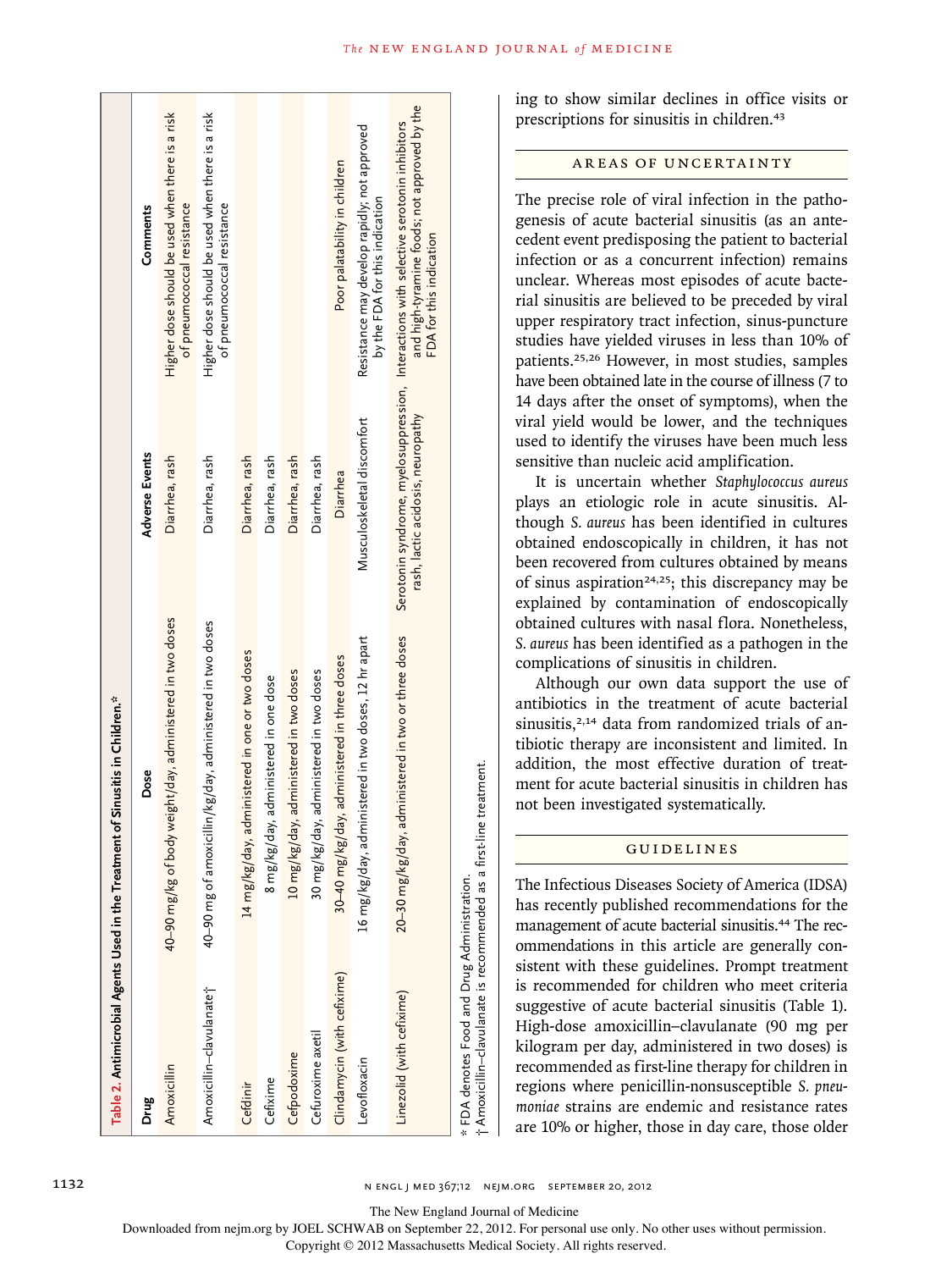**Table 2. Antimicrobial Agents Used in the Treatment of Sinusitis in Children.***

| Drug | Dose | Adverse Events | Comments |
|---|---|---|---|
| Amoxicillin | 40–90 mg/kg of body weight/day, administered in two doses | Diarrhea, rash | Higher dose should be used when there is a risk of pneumococcal resistance |
| Amoxicillin–clavulanate† | 40–90 mg of amoxicillin/kg/day, administered in two doses | Diarrhea, rash | Higher dose should be used when there is a risk of pneumococcal resistance |
| Cefdinir | 14 mg/kg/day, administered in one or two doses | Diarrhea, rash | |
| Cefixime | 8 mg/kg/day, administered in one dose | Diarrhea, rash | |
| Cefpodoxime | 10 mg/kg/day, administered in two doses | Diarrhea, rash | |
| Cefuroxime axetil | 30 mg/kg/day, administered in two doses | Diarrhea, rash | Poor palatability in children |
| Clindamycin (with cefixime) | 30–40 mg/kg/day, administered in three doses | Diarrhea | |
| Levofloxacin | 16 mg/kg/day, administered in two doses, 12 hr apart | Musculoskeletal discomfort | Resistance may develop rapidly; not approved by the FDA for this indication |
| Linezolid (with cefixime) | 20–30 mg/kg/day, administered in two or three doses | Serotonin syndrome, myelosuppression, rash, lactic acidosis, neuropathy | Interactions with selective serotonin inhibitors and high-tyramine foods; not approved by the FDA for this indication |

\* FDA denotes Food and Drug Administration.
† Amoxicillin–clavulanate is recommended as a first-line treatment.

ing to show similar declines in office visits or prescriptions for sinusitis in children.[43]

## AREAS OF UNCERTAINTY

The precise role of viral infection in the pathogenesis of acute bacterial sinusitis (as an antecedent event predisposing the patient to bacterial infection or as a concurrent infection) remains unclear. Whereas most episodes of acute bacterial sinusitis are believed to be preceded by viral upper respiratory tract infection, sinus-puncture studies have yielded viruses in less than 10% of patients.[25,26] However, in most studies, samples have been obtained late in the course of illness (7 to 14 days after the onset of symptoms), when the viral yield would be lower, and the techniques used to identify the viruses have been much less sensitive than nucleic acid amplification.

It is uncertain whether *Staphylococcus aureus* plays an etiologic role in acute sinusitis. Although *S. aureus* has been identified in cultures obtained endoscopically in children, it has not been recovered from cultures obtained by means of sinus aspiration[24,25]; this discrepancy may be explained by contamination of endoscopically obtained cultures with nasal flora. Nonetheless, *S. aureus* has been identified as a pathogen in the complications of sinusitis in children.

Although our own data support the use of antibiotics in the treatment of acute bacterial sinusitis,[2,14] data from randomized trials of antibiotic therapy are inconsistent and limited. In addition, the most effective duration of treatment for acute bacterial sinusitis in children has not been investigated systematically.

## GUIDELINES

The Infectious Diseases Society of America (IDSA) has recently published recommendations for the management of acute bacterial sinusitis.[44] The recommendations in this article are generally consistent with these guidelines. Prompt treatment is recommended for children who meet criteria suggestive of acute bacterial sinusitis (Table 1). High-dose amoxicillin–clavulanate (90 mg per kilogram per day, administered in two doses) is recommended as first-line therapy for children in regions where penicillin-nonsusceptible *S. pneumoniae* strains are endemic and resistance rates are 10% or higher, those in day care, those older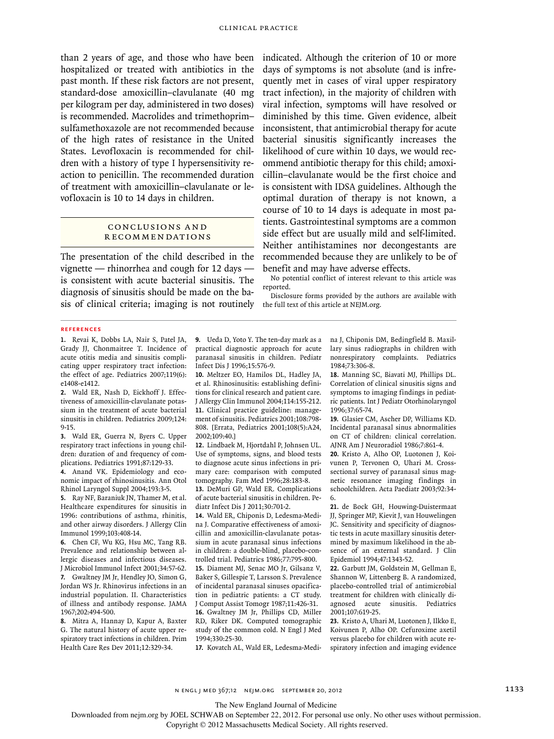than 2 years of age, and those who have been hospitalized or treated with antibiotics in the past month. If these risk factors are not present, standard-dose amoxicillin–clavulanate (40 mg per kilogram per day, administered in two doses) is recommended. Macrolides and trimethoprim–sulfamethoxazole are not recommended because of the high rates of resistance in the United States. Levofloxacin is recommended for children with a history of type I hypersensitivity reaction to penicillin. The recommended duration of treatment with amoxicillin–clavulanate or levofloxacin is 10 to 14 days in children.

## CONCLUSIONS AND RECOMMENDATIONS

The presentation of the child described in the vignette — rhinorrhea and cough for 12 days — is consistent with acute bacterial sinusitis. The diagnosis of sinusitis should be made on the basis of clinical criteria; imaging is not routinely indicated. Although the criterion of 10 or more days of symptoms is not absolute (and is infrequently met in cases of viral upper respiratory tract infection), in the majority of children with viral infection, symptoms will have resolved or diminished by this time. Given evidence, albeit inconsistent, that antimicrobial therapy for acute bacterial sinusitis significantly increases the likelihood of cure within 10 days, we would recommend antibiotic therapy for this child; amoxicillin–clavulanate would be the first choice and is consistent with IDSA guidelines. Although the optimal duration of therapy is not known, a course of 10 to 14 days is adequate in most patients. Gastrointestinal symptoms are a common side effect but are usually mild and self-limited. Neither antihistamines nor decongestants are recommended because they are unlikely to be of benefit and may have adverse effects.

No potential conflict of interest relevant to this article was reported.

Disclosure forms provided by the authors are available with the full text of this article at NEJM.org.

## REFERENCES

1. Revai K, Dobbs LA, Nair S, Patel JA, Grady JJ, Chonmaitree T. Incidence of acute otitis media and sinusitis complicating upper respiratory tract infection: the effect of age. Pediatrics 2007;119(6):e1408-e1412.
2. Wald ER, Nash D, Eickhoff J. Effectiveness of amoxicillin-clavulanate potassium in the treatment of acute bacterial sinusitis in children. Pediatrics 2009;124:9-15.
3. Wald ER, Guerra N, Byers C. Upper respiratory tract infections in young children: duration of and frequency of complications. Pediatrics 1991;87:129-33.
4. Anand VK. Epidemiology and economic impact of rhinosinusitis. Ann Otol Rhinol Laryngol Suppl 2004;193:3-5.
5. Ray NF, Baraniuk JN, Thamer M, et al. Healthcare expenditures for sinusitis in 1996: contributions of asthma, rhinitis, and other airway disorders. J Allergy Clin Immunol 1999;103:408-14.
6. Chen CF, Wu KG, Hsu MC, Tang RB. Prevalence and relationship between allergic diseases and infectious diseases. J Microbiol Immunol Infect 2001;34:57-62.
7. Gwaltney JM Jr, Hendley JO, Simon G, Jordan WS Jr. Rhinovirus infections in an industrial population. II. Characteristics of illness and antibody response. JAMA 1967;202:494-500.
8. Mitra A, Hannay D, Kapur A, Baxter G. The natural history of acute upper respiratory tract infections in children. Prim Health Care Res Dev 2011;12:329-34.
9. Ueda D, Yoto Y. The ten-day mark as a practical diagnostic approach for acute paranasal sinusitis in children. Pediatr Infect Dis J 1996;15:576-9.
10. Meltzer EO, Hamilos DL, Hadley JA, et al. Rhinosinusitis: establishing definitions for clinical research and patient care. J Allergy Clin Immunol 2004;114:155-212.
11. Clinical practice guideline: management of sinusitis. Pediatrics 2001;108:798-808. [Errata, Pediatrics 2001;108(5):A24, 2002;109:40.]
12. Lindbaek M, Hjortdahl P, Johnsen UL. Use of symptoms, signs, and blood tests to diagnose acute sinus infections in primary care: comparison with computed tomography. Fam Med 1996;28:183-8.
13. DeMuri GP, Wald ER. Complications of acute bacterial sinusitis in children. Pediatr Infect Dis J 2011;30:701-2.
14. Wald ER, Chiponis D, Ledesma-Medina J. Comparative effectiveness of amoxicillin and amoxicillin-clavulanate potassium in acute paranasal sinus infections in children: a double-blind, placebo-controlled trial. Pediatrics 1986;77:795-800.
15. Diament MJ, Senac MO Jr, Gilsanz V, Baker S, Gillespie T, Larsson S. Prevalence of incidental paranasal sinuses opacification in pediatric patients: a CT study. J Comput Assist Tomogr 1987;11:426-31.
16. Gwaltney JM Jr, Phillips CD, Miller RD, Riker DK. Computed tomographic study of the common cold. N Engl J Med 1994;330:25-30.
17. Kovatch AL, Wald ER, Ledesma-Medina J, Chiponis DM, Bedingfield B. Maxillary sinus radiographs in children with nonrespiratory complaints. Pediatrics 1984;73:306-8.
18. Manning SC, Biavati MJ, Phillips DL. Correlation of clinical sinusitis signs and symptoms to imaging findings in pediatric patients. Int J Pediatr Otorhinolaryngol 1996;37:65-74.
19. Glasier CM, Ascher DP, Williams KD. Incidental paranasal sinus abnormalities on CT of children: clinical correlation. AJNR Am J Neuroradiol 1986;7:861-4.
20. Kristo A, Alho OP, Luotonen J, Koivunen P, Tervonen O, Uhari M. Cross-sectional survey of paranasal sinus magnetic resonance imaging findings in schoolchildren. Acta Paediatr 2003;92:34-6.
21. de Bock GH, Houwing-Duistermaat JJ, Springer MP, Kievit J, van Houwelingen JC. Sensitivity and specificity of diagnostic tests in acute maxillary sinusitis determined by maximum likelihood in the absence of an external standard. J Clin Epidemiol 1994;47:1343-52.
22. Garbutt JM, Goldstein M, Gellman E, Shannon W, Littenberg B. A randomized, placebo-controlled trial of antimicrobial treatment for children with clinically diagnosed acute sinusitis. Pediatrics 2001;107:619-25.
23. Kristo A, Uhari M, Luotonen J, Ilkko E, Koivunen P, Alho OP. Cefuroxime axetil versus placebo for children with acute respiratory infection and imaging evidence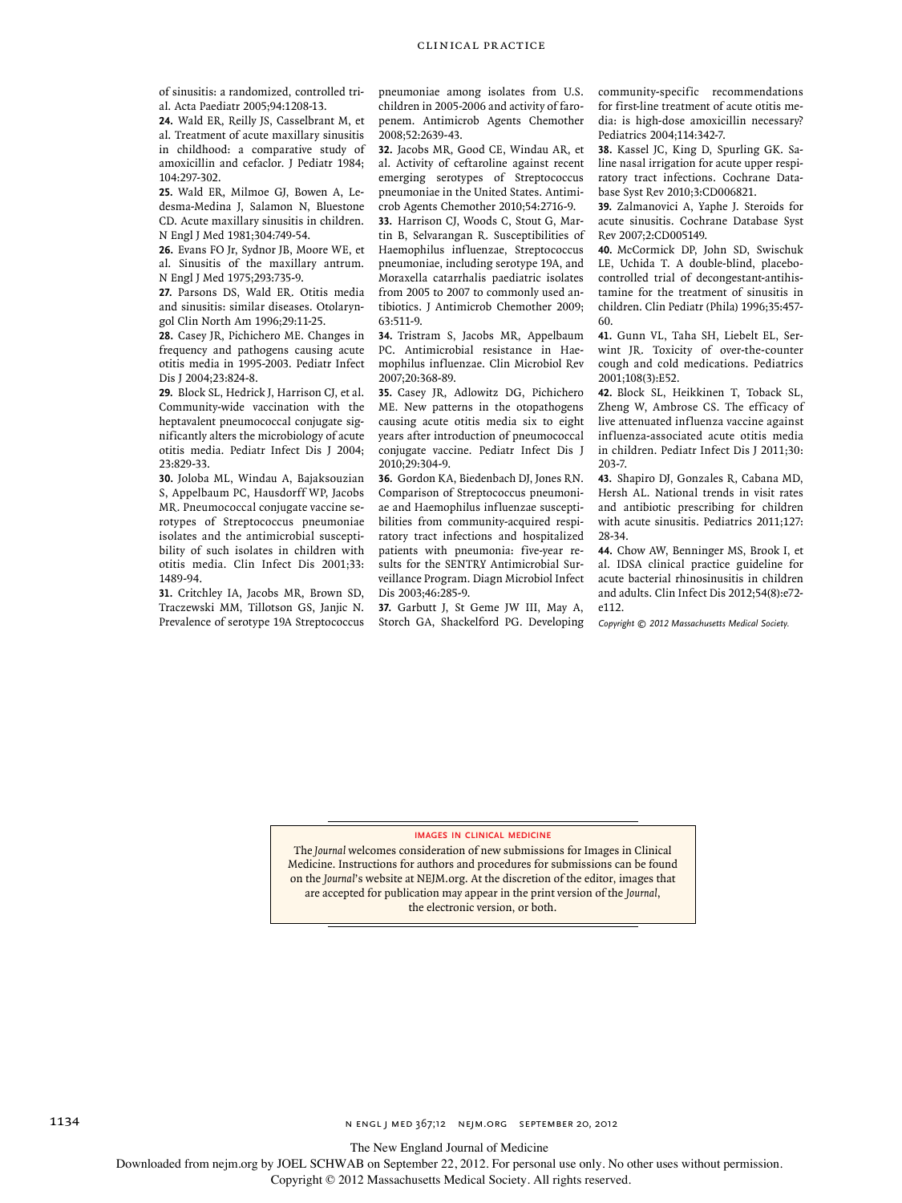of sinusitis: a randomized, controlled trial. Acta Paediatr 2005;94:1208-13.

**24.** Wald ER, Reilly JS, Casselbrant M, et al. Treatment of acute maxillary sinusitis in childhood: a comparative study of amoxicillin and cefaclor. J Pediatr 1984; 104:297-302.

**25.** Wald ER, Milmoe GJ, Bowen A, Ledesma-Medina J, Salamon N, Bluestone CD. Acute maxillary sinusitis in children. N Engl J Med 1981;304:749-54.

**26.** Evans FO Jr, Sydnor JB, Moore WE, et al. Sinusitis of the maxillary antrum. N Engl J Med 1975;293:735-9.

**27.** Parsons DS, Wald ER. Otitis media and sinusitis: similar diseases. Otolaryngol Clin North Am 1996;29:11-25.

**28.** Casey JR, Pichichero ME. Changes in frequency and pathogens causing acute otitis media in 1995-2003. Pediatr Infect Dis J 2004;23:824-8.

**29.** Block SL, Hedrick J, Harrison CJ, et al. Community-wide vaccination with the heptavalent pneumococcal conjugate significantly alters the microbiology of acute otitis media. Pediatr Infect Dis J 2004; 23:829-33.

**30.** Joloba ML, Windau A, Bajaksouzian S, Appelbaum PC, Hausdorff WP, Jacobs MR. Pneumococcal conjugate vaccine serotypes of Streptococcus pneumoniae isolates and the antimicrobial susceptibility of such isolates in children with otitis media. Clin Infect Dis 2001;33: 1489-94.

**31.** Critchley IA, Jacobs MR, Brown SD, Traczewski MM, Tillotson GS, Janjic N. Prevalence of serotype 19A Streptococcus pneumoniae among isolates from U.S. children in 2005-2006 and activity of faropenem. Antimicrob Agents Chemother 2008;52:2639-43.

**32.** Jacobs MR, Good CE, Windau AR, et al. Activity of ceftaroline against recent emerging serotypes of Streptococcus pneumoniae in the United States. Antimicrob Agents Chemother 2010;54:2716-9.

**33.** Harrison CJ, Woods C, Stout G, Martin B, Selvarangan R. Susceptibilities of Haemophilus influenzae, Streptococcus pneumoniae, including serotype 19A, and Moraxella catarrhalis paediatric isolates from 2005 to 2007 to commonly used antibiotics. J Antimicrob Chemother 2009; 63:511-9.

**34.** Tristram S, Jacobs MR, Appelbaum PC. Antimicrobial resistance in Haemophilus influenzae. Clin Microbiol Rev 2007;20:368-89.

**35.** Casey JR, Adlowitz DG, Pichichero ME. New patterns in the otopathogens causing acute otitis media six to eight years after introduction of pneumococcal conjugate vaccine. Pediatr Infect Dis J 2010;29:304-9.

**36.** Gordon KA, Biedenbach DJ, Jones RN. Comparison of Streptococcus pneumoniae and Haemophilus influenzae susceptibilities from community-acquired respiratory tract infections and hospitalized patients with pneumonia: five-year results for the SENTRY Antimicrobial Surveillance Program. Diagn Microbiol Infect Dis 2003;46:285-9.

**37.** Garbutt J, St Geme JW III, May A, Storch GA, Shackelford PG. Developing community-specific recommendations for first-line treatment of acute otitis media: is high-dose amoxicillin necessary? Pediatrics 2004;114:342-7.

**38.** Kassel JC, King D, Spurling GK. Saline nasal irrigation for acute upper respiratory tract infections. Cochrane Database Syst Rev 2010;3:CD006821.

**39.** Zalmanovici A, Yaphe J. Steroids for acute sinusitis. Cochrane Database Syst Rev 2007;2:CD005149.

**40.** McCormick DP, John SD, Swischuk LE, Uchida T. A double-blind, placebo-controlled trial of decongestant-antihistamine for the treatment of sinusitis in children. Clin Pediatr (Phila) 1996;35:457-60.

**41.** Gunn VL, Taha SH, Liebelt EL, Serwint JR. Toxicity of over-the-counter cough and cold medications. Pediatrics 2001;108(3):E52.

**42.** Block SL, Heikkinen T, Toback SL, Zheng W, Ambrose CS. The efficacy of live attenuated influenza vaccine against influenza-associated acute otitis media in children. Pediatr Infect Dis J 2011;30: 203-7.

**43.** Shapiro DJ, Gonzales R, Cabana MD, Hersh AL. National trends in visit rates and antibiotic prescribing for children with acute sinusitis. Pediatrics 2011;127: 28-34.

**44.** Chow AW, Benninger MS, Brook I, et al. IDSA clinical practice guideline for acute bacterial rhinosinusitis in children and adults. Clin Infect Dis 2012;54(8):e72-e112.

*Copyright © 2012 Massachusetts Medical Society.*

---

**IMAGES IN CLINICAL MEDICINE**

The *Journal* welcomes consideration of new submissions for Images in Clinical Medicine. Instructions for authors and procedures for submissions can be found on the *Journal*'s website at NEJM.org. At the discretion of the editor, images that are accepted for publication may appear in the print version of the *Journal*, the electronic version, or both.